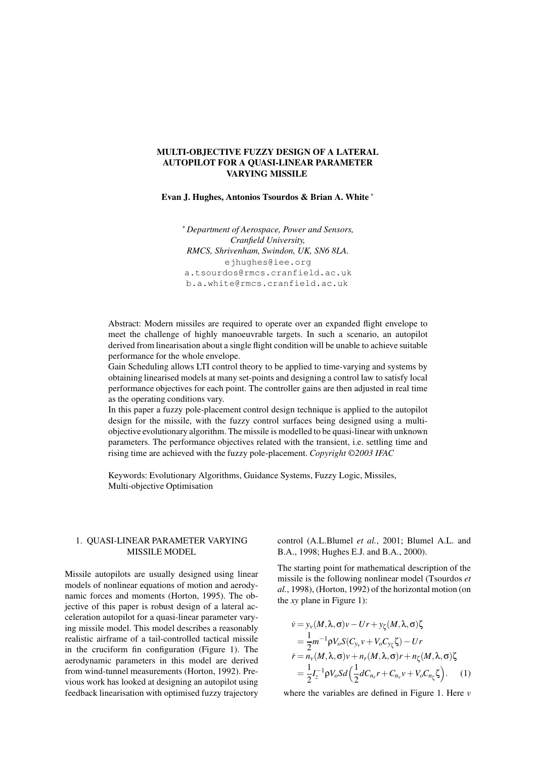# MULTI-OBJECTIVE FUZZY DESIGN OF A LATERAL AUTOPILOT FOR A QUASI-LINEAR PARAMETER VARYING MISSILE

**Evan J. Hughes, Antonios Tsourdos & Brian A. White** [*]

[*] *Department of Aerospace, Power and Sensors, Cranfield University, RMCS, Shrivenham, Swindon, UK, SN6 8LA.*
ejhughes@iee.org
a.tsourdos@rmcs.cranfield.ac.uk
b.a.white@rmcs.cranfield.ac.uk

Abstract: Modern missiles are required to operate over an expanded flight envelope to meet the challenge of highly manoeuvrable targets. In such a scenario, an autopilot derived from linearisation about a single flight condition will be unable to achieve suitable performance for the whole envelope.

Gain Scheduling allows LTI control theory to be applied to time-varying and systems by obtaining linearised models at many set-points and designing a control law to satisfy local performance objectives for each point. The controller gains are then adjusted in real time as the operating conditions vary.

In this paper a fuzzy pole-placement control design technique is applied to the autopilot design for the missile, with the fuzzy control surfaces being designed using a multi-objective evolutionary algorithm. The missile is modelled to be quasi-linear with unknown parameters. The performance objectives related with the transient, i.e. settling time and rising time are achieved with the fuzzy pole-placement. *Copyright ©2003 IFAC*

Keywords: Evolutionary Algorithms, Guidance Systems, Fuzzy Logic, Missiles, Multi-objective Optimisation

## 1. QUASI-LINEAR PARAMETER VARYING MISSILE MODEL

Missile autopilots are usually designed using linear models of nonlinear equations of motion and aerodynamic forces and moments (Horton, 1995). The objective of this paper is robust design of a lateral acceleration autopilot for a quasi-linear parameter varying missile model. This model describes a reasonably realistic airframe of a tail-controlled tactical missile in the cruciform fin configuration (Figure 1). The aerodynamic parameters in this model are derived from wind-tunnel measurements (Horton, 1992). Previous work has looked at designing an autopilot using feedback linearisation with optimised fuzzy trajectory control (A.L.Blumel *et al.*, 2001; Blumel A.L. and B.A., 1998; Hughes E.J. and B.A., 2000).

The starting point for mathematical description of the missile is the following nonlinear model (Tsourdos *et al.*, 1998), (Horton, 1992) of the horizontal motion (on the *xy* plane in Figure 1):

$$
\begin{aligned}
\dot{v} &= y_v(M,\lambda,\sigma)v - Ur + y_\zeta(M,\lambda,\sigma)\zeta \\
&= \frac{1}{2}m^{-1}\rho V_o S(C_{y_v}v + V_o C_{y_\zeta}\zeta) - Ur \\
\dot{r} &= n_v(M,\lambda,\sigma)v + n_r(M,\lambda,\sigma)r + n_\zeta(M,\lambda,\sigma)\zeta \\
&= \frac{1}{2}I_z^{-1}\rho V_o Sd\Big(\frac{1}{2}dC_{n_r}r + C_{n_v}v + V_o C_{n_\zeta}\zeta\Big). \quad (1)
\end{aligned}
$$

where the variables are defined in Figure 1. Here $v$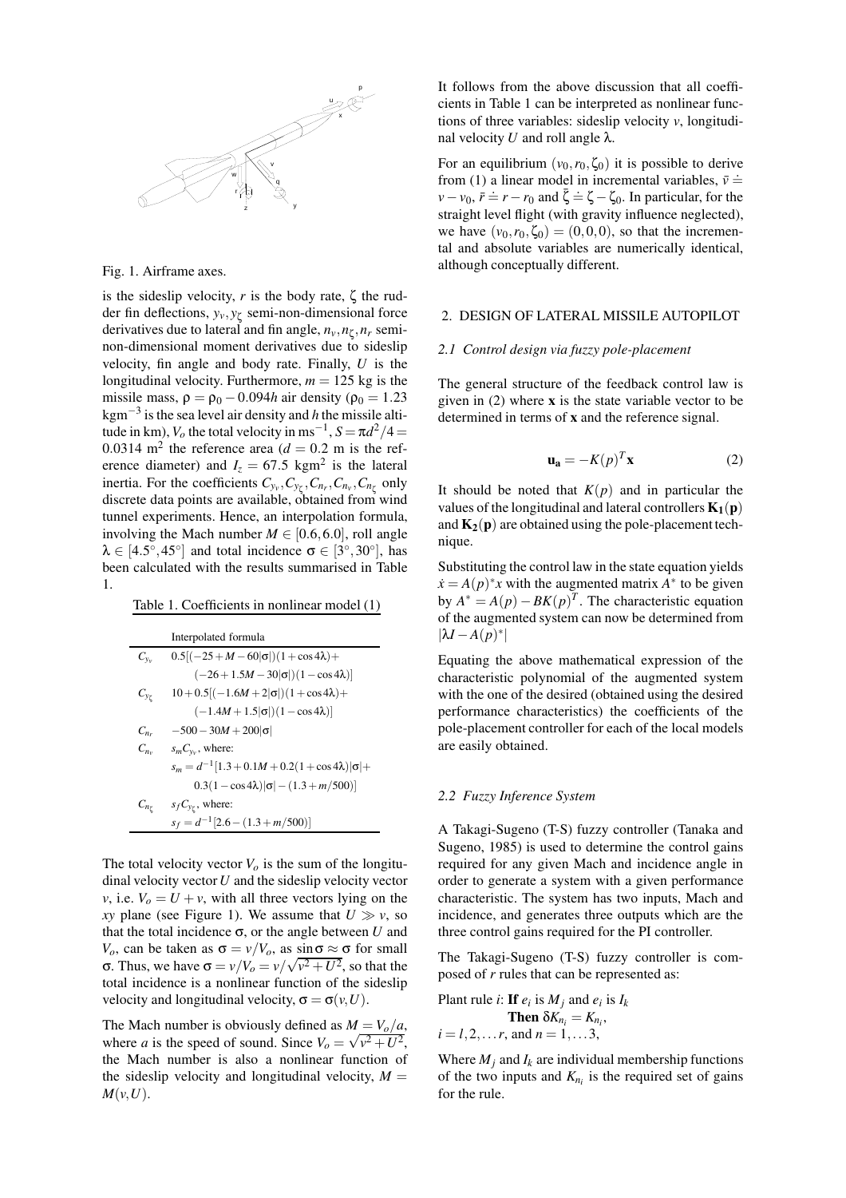Fig. 1. Airframe axes.

is the sideslip velocity, $r$ is the body rate, $\zeta$ the rudder fin deflections, $y_v, y_\zeta$ semi-non-dimensional force derivatives due to lateral and fin angle, $n_v, n_\zeta, n_r$ semi-non-dimensional moment derivatives due to sideslip velocity, fin angle and body rate. Finally, $U$ is the longitudinal velocity. Furthermore, $m = 125$ kg is the missile mass, $\rho = \rho_0 - 0.094h$ air density ($\rho_0 = 1.23$ kgm$^{-3}$ is the sea level air density and $h$ the missile altitude in km), $V_o$ the total velocity in ms$^{-1}$, $S = \pi d^2/4 = 0.0314$ m$^2$ the reference area ($d = 0.2$ m is the reference diameter) and $I_z = 67.5$ kgm$^2$ is the lateral inertia. For the coefficients $C_{y_v}, C_{y_\zeta}, C_{n_r}, C_{n_v}, C_{n_\zeta}$ only discrete data points are available, obtained from wind tunnel experiments. Hence, an interpolation formula, involving the Mach number $M \in [0.6, 6.0]$, roll angle $\lambda \in [4.5°, 45°]$ and total incidence $\sigma \in [3°, 30°]$, has been calculated with the results summarised in Table 1.

Table 1. Coefficients in nonlinear model (1)

| | Interpolated formula |
|---|---|
| $C_{y_v}$ | $0.5[(-25 + M - 60\|\sigma\|)(1 + \cos 4\lambda) +$ $(-26 + 1.5M - 30\|\sigma\|)(1 - \cos 4\lambda)]$ |
| $C_{y_\zeta}$ | $10 + 0.5[(-1.6M + 2\|\sigma\|)(1 + \cos 4\lambda) +$ $(-1.4M + 1.5\|\sigma\|)(1 - \cos 4\lambda)]$ |
| $C_{n_r}$ | $-500 - 30M + 200\|\sigma\|$ |
| $C_{n_v}$ | $s_m C_{y_v}$, where: $s_m = d^{-1}[1.3 + 0.1M + 0.2(1 + \cos 4\lambda)\|\sigma\| +$ $0.3(1 - \cos 4\lambda)\|\sigma\| - (1.3 + m/500)]$ |
| $C_{n_\zeta}$ | $s_f C_{y_\zeta}$, where: $s_f = d^{-1}[2.6 - (1.3 + m/500)]$ |

The total velocity vector $V_o$ is the sum of the longitudinal velocity vector $U$ and the sideslip velocity vector $v$, i.e. $V_o = U + v$, with all three vectors lying on the $xy$ plane (see Figure 1). We assume that $U \gg v$, so that the total incidence $\sigma$, or the angle between $U$ and $V_o$, can be taken as $\sigma = v/V_o$, as $\sin\sigma \approx \sigma$ for small $\sigma$. Thus, we have $\sigma = v/V_o = v/\sqrt{v^2 + U^2}$, so that the total incidence is a nonlinear function of the sideslip velocity and longitudinal velocity, $\sigma = \sigma(v, U)$.

The Mach number is obviously defined as $M = V_o/a$, where $a$ is the speed of sound. Since $V_o = \sqrt{v^2 + U^2}$, the Mach number is also a nonlinear function of the sideslip velocity and longitudinal velocity, $M = M(v, U)$.

It follows from the above discussion that all coefficients in Table 1 can be interpreted as nonlinear functions of three variables: sideslip velocity $v$, longitudinal velocity $U$ and roll angle $\lambda$.

For an equilibrium $(v_0, r_0, \zeta_0)$ it is possible to derive from (1) a linear model in incremental variables, $\bar{v} \doteq v - v_0$, $\bar{r} \doteq r - r_0$ and $\bar{\zeta} \doteq \zeta - \zeta_0$. In particular, for the straight level flight (with gravity influence neglected), we have $(v_0, r_0, \zeta_0) = (0, 0, 0)$, so that the incremental and absolute variables are numerically identical, although conceptually different.

## 2. DESIGN OF LATERAL MISSILE AUTOPILOT

### 2.1 Control design via fuzzy pole-placement

The general structure of the feedback control law is given in (2) where $\mathbf{x}$ is the state variable vector to be determined in terms of $\mathbf{x}$ and the reference signal.

$$\mathbf{u_a} = -K(p)^T \mathbf{x} \tag{2}$$

It should be noted that $K(p)$ and in particular the values of the longitudinal and lateral controllers $\mathbf{K_1(p)}$ and $\mathbf{K_2(p)}$ are obtained using the pole-placement technique.

Substituting the control law in the state equation yields $\dot{x} = A(p)^* x$ with the augmented matrix $A^*$ to be given by $A^* = A(p) - BK(p)^T$. The characteristic equation of the augmented system can now be determined from $|\lambda I - A(p)^*|$

Equating the above mathematical expression of the characteristic polynomial of the augmented system with the one of the desired (obtained using the desired performance characteristics) the coefficients of the pole-placement controller for each of the local models are easily obtained.

### 2.2 Fuzzy Inference System

A Takagi-Sugeno (T-S) fuzzy controller (Tanaka and Sugeno, 1985) is used to determine the control gains required for any given Mach and incidence angle in order to generate a system with a given performance characteristic. The system has two inputs, Mach and incidence, and generates three outputs which are the three control gains required for the PI controller.

The Takagi-Sugeno (T-S) fuzzy controller is composed of $r$ rules that can be represented as:

Plant rule $i$: **If** $e_i$ is $M_j$ and $e_i$ is $I_k$
**Then** $\delta K_{n_i} = K_{n_i}$,
$i = l, 2, \ldots r$, and $n = 1, \ldots 3$,

Where $M_j$ and $I_k$ are individual membership functions of the two inputs and $K_{n_i}$ is the required set of gains for the rule.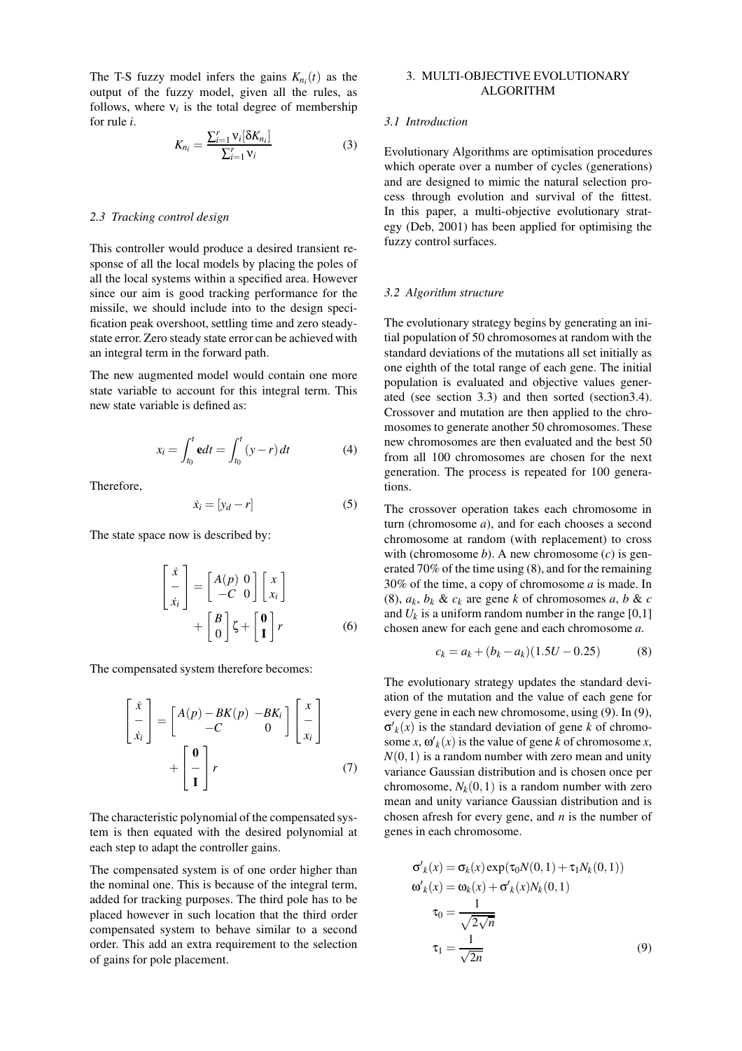The T-S fuzzy model infers the gains $K_{n_i}(t)$ as the output of the fuzzy model, given all the rules, as follows, where $\nu_i$ is the total degree of membership for rule $i$.

$$K_{n_i} = \frac{\sum_{i=1}^{r} \nu_i [\delta K_{n_i}]}{\sum_{i=1}^{r} \nu_i} \tag{3}$$

### 2.3 Tracking control design

This controller would produce a desired transient response of all the local models by placing the poles of all the local systems within a specified area. However since our aim is good tracking performance for the missile, we should include into to the design specification peak overshoot, settling time and zero steady-state error. Zero steady state error can be achieved with an integral term in the forward path.

The new augmented model would contain one more state variable to account for this integral term. This new state variable is defined as:

$$x_i = \int_{t_0}^{t} \mathbf{e} dt = \int_{t_0}^{t} (y - r)\, dt \tag{4}$$

Therefore,

$$\dot{x}_i = [y_d - r] \tag{5}$$

The state space now is described by:

$$\begin{bmatrix} \dot{x} \\ - \\ \dot{x}_i \end{bmatrix} = \begin{bmatrix} A(p) & 0 \\ -C & 0 \end{bmatrix} \begin{bmatrix} x \\ x_i \end{bmatrix} + \begin{bmatrix} B \\ 0 \end{bmatrix} \zeta + \begin{bmatrix} \mathbf{0} \\ \mathbf{I} \end{bmatrix} r \tag{6}$$

The compensated system therefore becomes:

$$\begin{bmatrix} \dot{x} \\ - \\ \dot{x}_i \end{bmatrix} = \begin{bmatrix} A(p) - BK(p) & -BK_i \\ -C & 0 \end{bmatrix} \begin{bmatrix} x \\ - \\ x_i \end{bmatrix} + \begin{bmatrix} \mathbf{0} \\ - \\ \mathbf{I} \end{bmatrix} r \tag{7}$$

The characteristic polynomial of the compensated system is then equated with the desired polynomial at each step to adapt the controller gains.

The compensated system is of one order higher than the nominal one. This is because of the integral term, added for tracking purposes. The third pole has to be placed however in such location that the third order compensated system to behave similar to a second order. This add an extra requirement to the selection of gains for pole placement.

## 3. MULTI-OBJECTIVE EVOLUTIONARY ALGORITHM

### 3.1 Introduction

Evolutionary Algorithms are optimisation procedures which operate over a number of cycles (generations) and are designed to mimic the natural selection process through evolution and survival of the fittest. In this paper, a multi-objective evolutionary strategy (Deb, 2001) has been applied for optimising the fuzzy control surfaces.

### 3.2 Algorithm structure

The evolutionary strategy begins by generating an initial population of 50 chromosomes at random with the standard deviations of the mutations all set initially as one eighth of the total range of each gene. The initial population is evaluated and objective values generated (see section 3.3) and then sorted (section3.4). Crossover and mutation are then applied to the chromosomes to generate another 50 chromosomes. These new chromosomes are then evaluated and the best 50 from all 100 chromosomes are chosen for the next generation. The process is repeated for 100 generations.

The crossover operation takes each chromosome in turn (chromosome $a$), and for each chooses a second chromosome at random (with replacement) to cross with (chromosome $b$). A new chromosome ($c$) is generated 70% of the time using (8), and for the remaining 30% of the time, a copy of chromosome $a$ is made. In (8), $a_k$, $b_k$ & $c_k$ are gene $k$ of chromosomes $a$, $b$ & $c$ and $U_k$ is a uniform random number in the range [0,1] chosen anew for each gene and each chromosome $a$.

$$c_k = a_k + (b_k - a_k)(1.5U - 0.25) \tag{8}$$

The evolutionary strategy updates the standard deviation of the mutation and the value of each gene for every gene in each new chromosome, using (9). In (9), $\sigma'_k(x)$ is the standard deviation of gene $k$ of chromosome $x$, $\omega'_k(x)$ is the value of gene $k$ of chromosome $x$, $N(0,1)$ is a random number with zero mean and unity variance Gaussian distribution and is chosen once per chromosome, $N_k(0,1)$ is a random number with zero mean and unity variance Gaussian distribution and is chosen afresh for every gene, and $n$ is the number of genes in each chromosome.

$$\begin{aligned} \sigma'_k(x) &= \sigma_k(x) \exp(\tau_0 N(0,1) + \tau_1 N_k(0,1)) \\ \omega'_k(x) &= \omega_k(x) + \sigma'_k(x) N_k(0,1) \\ \tau_0 &= \frac{1}{\sqrt{2\sqrt{n}}} \\ \tau_1 &= \frac{1}{\sqrt{2n}} \end{aligned} \tag{9}$$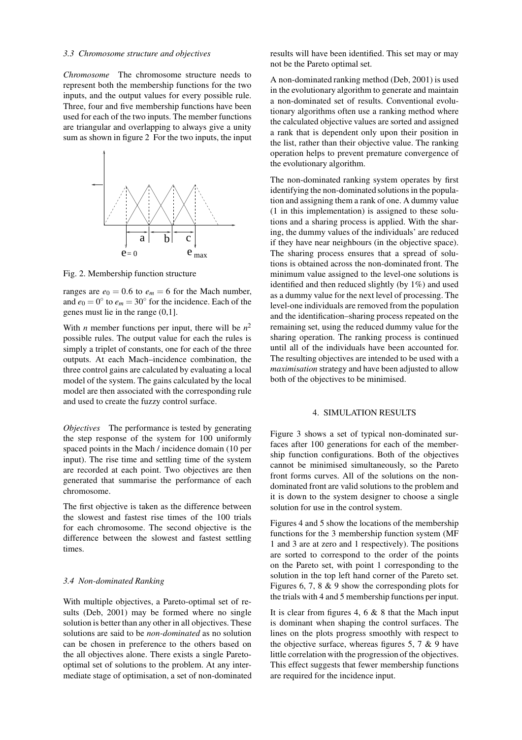### 3.3 Chromosome structure and objectives

*Chromosome* The chromosome structure needs to represent both the membership functions for the two inputs, and the output values for every possible rule. Three, four and five membership functions have been used for each of the two inputs. The member functions are triangular and overlapping to always give a unity sum as shown in figure 2 For the two inputs, the input ranges are $e_0 = 0.6$ to $e_m = 6$ for the Mach number, and $e_0 = 0^\circ$ to $e_m = 30^\circ$ for the incidence. Each of the genes must lie in the range (0,1].

Fig. 2. Membership function structure

With $n$ member functions per input, there will be $n^2$ possible rules. The output value for each the rules is simply a triplet of constants, one for each of the three outputs. At each Mach–incidence combination, the three control gains are calculated by evaluating a local model of the system. The gains calculated by the local model are then associated with the corresponding rule and used to create the fuzzy control surface.

*Objectives* The performance is tested by generating the step response of the system for 100 uniformly spaced points in the Mach / incidence domain (10 per input). The rise time and settling time of the system are recorded at each point. Two objectives are then generated that summarise the performance of each chromosome.

The first objective is taken as the difference between the slowest and fastest rise times of the 100 trials for each chromosome. The second objective is the difference between the slowest and fastest settling times.

### 3.4 Non-dominated Ranking

With multiple objectives, a Pareto-optimal set of results (Deb, 2001) may be formed where no single solution is better than any other in all objectives. These solutions are said to be *non-dominated* as no solution can be chosen in preference to the others based on the all objectives alone. There exists a single Pareto-optimal set of solutions to the problem. At any intermediate stage of optimisation, a set of non-dominated results will have been identified. This set may or may not be the Pareto optimal set.

A non-dominated ranking method (Deb, 2001) is used in the evolutionary algorithm to generate and maintain a non-dominated set of results. Conventional evolutionary algorithms often use a ranking method where the calculated objective values are sorted and assigned a rank that is dependent only upon their position in the list, rather than their objective value. The ranking operation helps to prevent premature convergence of the evolutionary algorithm.

The non-dominated ranking system operates by first identifying the non-dominated solutions in the population and assigning them a rank of one. A dummy value (1 in this implementation) is assigned to these solutions and a sharing process is applied. With the sharing, the dummy values of the individuals' are reduced if they have near neighbours (in the objective space). The sharing process ensures that a spread of solutions is obtained across the non-dominated front. The minimum value assigned to the level-one solutions is identified and then reduced slightly (by 1%) and used as a dummy value for the next level of processing. The level-one individuals are removed from the population and the identification–sharing process repeated on the remaining set, using the reduced dummy value for the sharing operation. The ranking process is continued until all of the individuals have been accounted for. The resulting objectives are intended to be used with a *maximisation* strategy and have been adjusted to allow both of the objectives to be minimised.

## 4. SIMULATION RESULTS

Figure 3 shows a set of typical non-dominated surfaces after 100 generations for each of the membership function configurations. Both of the objectives cannot be minimised simultaneously, so the Pareto front forms curves. All of the solutions on the non-dominated front are valid solutions to the problem and it is down to the system designer to choose a single solution for use in the control system.

Figures 4 and 5 show the locations of the membership functions for the 3 membership function system (MF 1 and 3 are at zero and 1 respectively). The positions are sorted to correspond to the order of the points on the Pareto set, with point 1 corresponding to the solution in the top left hand corner of the Pareto set. Figures 6, 7, 8 & 9 show the corresponding plots for the trials with 4 and 5 membership functions per input.

It is clear from figures 4, 6 & 8 that the Mach input is dominant when shaping the control surfaces. The lines on the plots progress smoothly with respect to the objective surface, whereas figures 5, 7 & 9 have little correlation with the progression of the objectives. This effect suggests that fewer membership functions are required for the incidence input.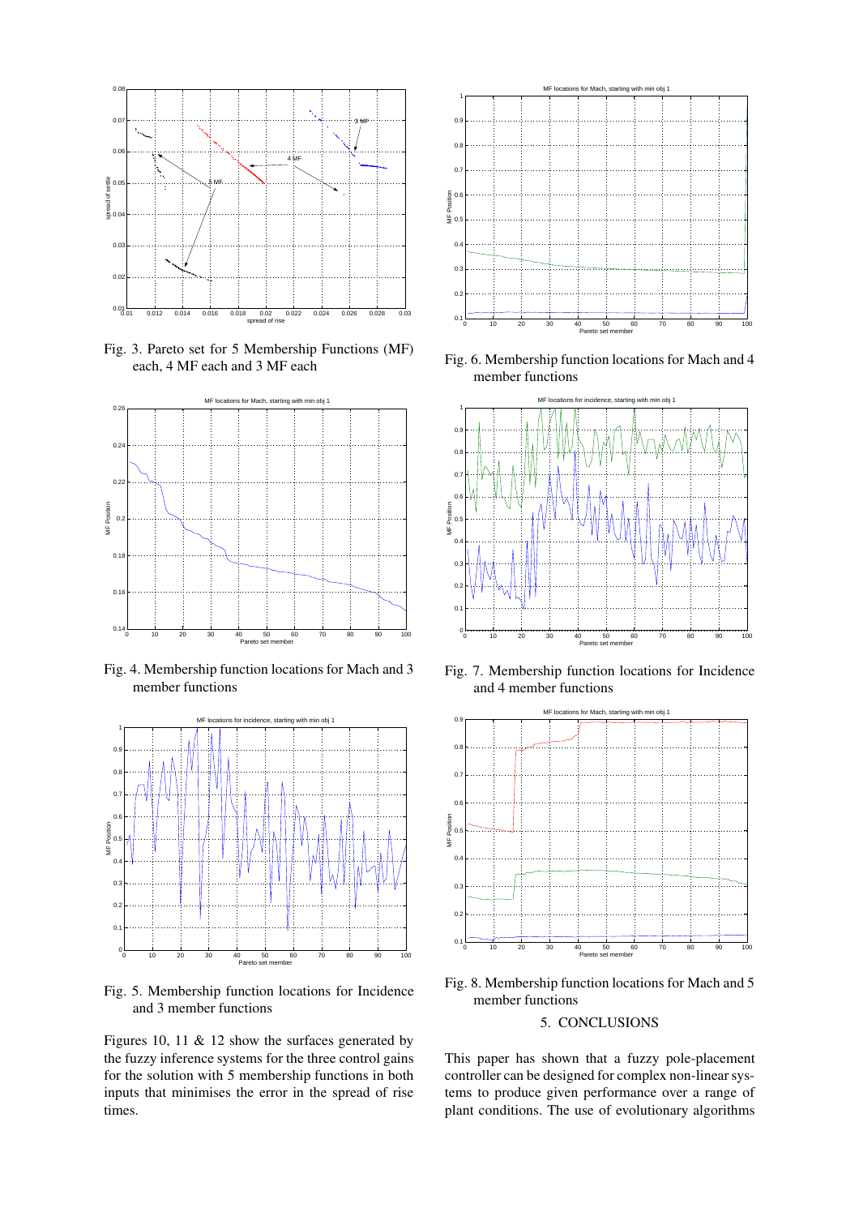Fig. 3. Pareto set for 5 Membership Functions (MF) each, 4 MF each and 3 MF each

Fig. 4. Membership function locations for Mach and 3 member functions

Fig. 5. Membership function locations for Incidence and 3 member functions

Figures 10, 11 & 12 show the surfaces generated by the fuzzy inference systems for the three control gains for the solution with 5 membership functions in both inputs that minimises the error in the spread of rise times.

Fig. 6. Membership function locations for Mach and 4 member functions

Fig. 7. Membership function locations for Incidence and 4 member functions

Fig. 8. Membership function locations for Mach and 5 member functions

## 5. CONCLUSIONS

This paper has shown that a fuzzy pole-placement controller can be designed for complex non-linear systems to produce given performance over a range of plant conditions. The use of evolutionary algorithms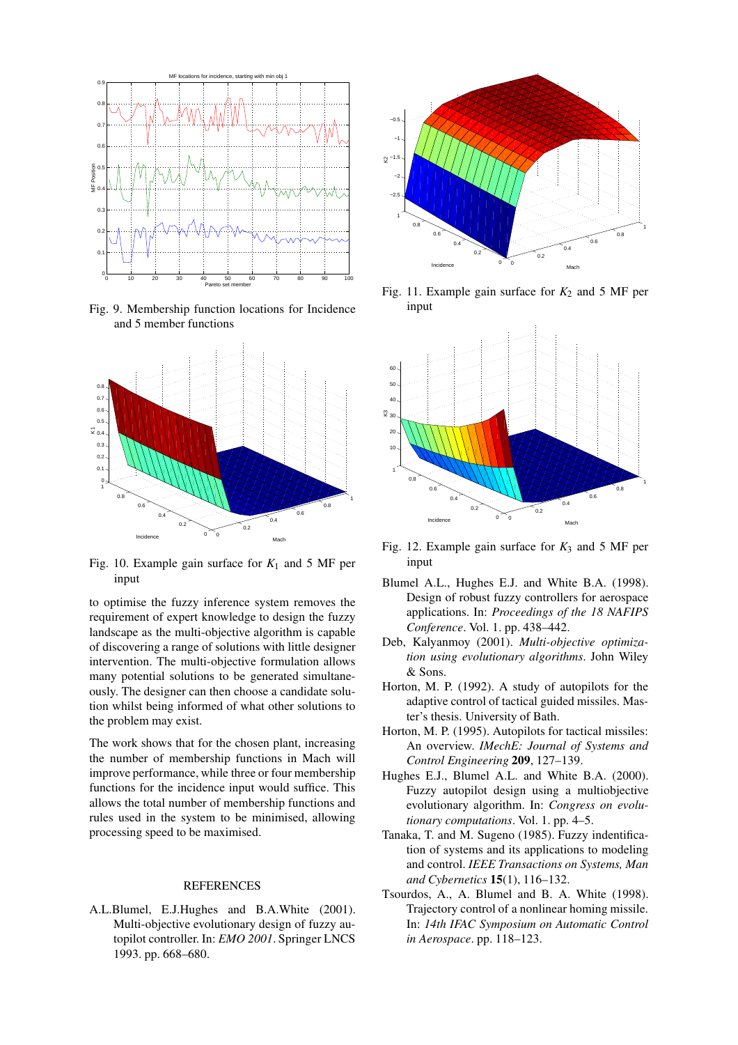MF locations for incidence, starting with min obj 1

MF Position

Pareto set member

Fig. 9. Membership function locations for Incidence and 5 member functions

K1

Incidence

Mach

Fig. 10. Example gain surface for $K_1$ and 5 MF per input

to optimise the fuzzy inference system removes the requirement of expert knowledge to design the fuzzy landscape as the multi-objective algorithm is capable of discovering a range of solutions with little designer intervention. The multi-objective formulation allows many potential solutions to be generated simultaneously. The designer can then choose a candidate solution whilst being informed of what other solutions to the problem may exist.

The work shows that for the chosen plant, increasing the number of membership functions in Mach will improve performance, while three or four membership functions for the incidence input would suffice. This allows the total number of membership functions and rules used in the system to be minimised, allowing processing speed to be maximised.

K2

Incidence

Mach

Fig. 11. Example gain surface for $K_2$ and 5 MF per input

K3

Incidence

Mach

Fig. 12. Example gain surface for $K_3$ and 5 MF per input

## REFERENCES

A.L.Blumel, E.J.Hughes and B.A.White (2001). Multi-objective evolutionary design of fuzzy autopilot controller. In: *EMO 2001*. Springer LNCS 1993. pp. 668–680.

Blumel A.L., Hughes E.J. and White B.A. (1998). Design of robust fuzzy controllers for aerospace applications. In: *Proceedings of the 18 NAFIPS Conference*. Vol. 1. pp. 438–442.

Deb, Kalyanmoy (2001). *Multi-objective optimization using evolutionary algorithms*. John Wiley & Sons.

Horton, M. P. (1992). A study of autopilots for the adaptive control of tactical guided missiles. Master's thesis. University of Bath.

Horton, M. P. (1995). Autopilots for tactical missiles: An overview. *IMechE: Journal of Systems and Control Engineering* **209**, 127–139.

Hughes E.J., Blumel A.L. and White B.A. (2000). Fuzzy autopilot design using a multiobjective evolutionary algorithm. In: *Congress on evolutionary computations*. Vol. 1. pp. 4–5.

Tanaka, T. and M. Sugeno (1985). Fuzzy indentification of systems and its applications to modeling and control. *IEEE Transactions on Systems, Man and Cybernetics* **15**(1), 116–132.

Tsourdos, A., A. Blumel and B. A. White (1998). Trajectory control of a nonlinear homing missile. In: *14th IFAC Symposium on Automatic Control in Aerospace*. pp. 118–123.